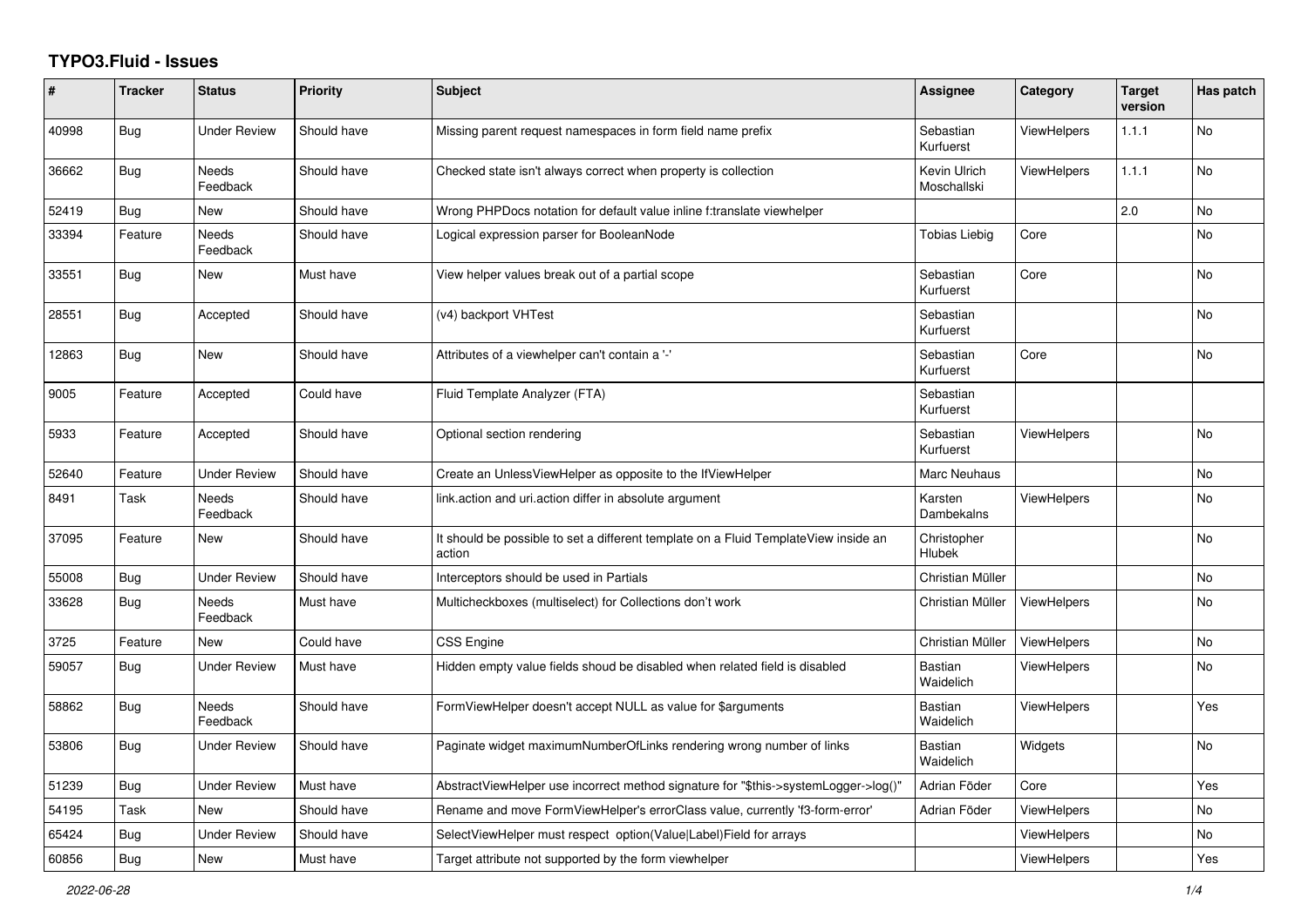# TYPO3.Fluid - Issues

| # | Tracker | Status | Priority | Subject | Assignee | Category | Target version | Has patch |
|---|---|---|---|---|---|---|---|---|
| 40998 | Bug | Under Review | Should have | Missing parent request namespaces in form field name prefix | Sebastian Kurfuerst | ViewHelpers | 1.1.1 | No |
| 36662 | Bug | Needs Feedback | Should have | Checked state isn't always correct when property is collection | Kevin Ulrich Moschallski | ViewHelpers | 1.1.1 | No |
| 52419 | Bug | New | Should have | Wrong PHPDocs notation for default value inline f:translate viewhelper | | | 2.0 | No |
| 33394 | Feature | Needs Feedback | Should have | Logical expression parser for BooleanNode | Tobias Liebig | Core | | No |
| 33551 | Bug | New | Must have | View helper values break out of a partial scope | Sebastian Kurfuerst | Core | | No |
| 28551 | Bug | Accepted | Should have | (v4) backport VHTest | Sebastian Kurfuerst | | | No |
| 12863 | Bug | New | Should have | Attributes of a viewhelper can't contain a '-' | Sebastian Kurfuerst | Core | | No |
| 9005 | Feature | Accepted | Could have | Fluid Template Analyzer (FTA) | Sebastian Kurfuerst | | | |
| 5933 | Feature | Accepted | Should have | Optional section rendering | Sebastian Kurfuerst | ViewHelpers | | No |
| 52640 | Feature | Under Review | Should have | Create an UnlessViewHelper as opposite to the IfViewHelper | Marc Neuhaus | | | No |
| 8491 | Task | Needs Feedback | Should have | link.action and uri.action differ in absolute argument | Karsten Dambekalns | ViewHelpers | | No |
| 37095 | Feature | New | Should have | It should be possible to set a different template on a Fluid TemplateView inside an action | Christopher Hlubek | | | No |
| 55008 | Bug | Under Review | Should have | Interceptors should be used in Partials | Christian Müller | | | No |
| 33628 | Bug | Needs Feedback | Must have | Multicheckboxes (multiselect) for Collections don't work | Christian Müller | ViewHelpers | | No |
| 3725 | Feature | New | Could have | CSS Engine | Christian Müller | ViewHelpers | | No |
| 59057 | Bug | Under Review | Must have | Hidden empty value fields shoud be disabled when related field is disabled | Bastian Waidelich | ViewHelpers | | No |
| 58862 | Bug | Needs Feedback | Should have | FormViewHelper doesn't accept NULL as value for $arguments | Bastian Waidelich | ViewHelpers | | Yes |
| 53806 | Bug | Under Review | Should have | Paginate widget maximumNumberOfLinks rendering wrong number of links | Bastian Waidelich | Widgets | | No |
| 51239 | Bug | Under Review | Must have | AbstractViewHelper use incorrect method signature for "$this->systemLogger->log()" | Adrian Föder | Core | | Yes |
| 54195 | Task | New | Should have | Rename and move FormViewHelper's errorClass value, currently 'f3-form-error' | Adrian Föder | ViewHelpers | | No |
| 65424 | Bug | Under Review | Should have | SelectViewHelper must respect option(Value\|Label)Field for arrays | | ViewHelpers | | No |
| 60856 | Bug | New | Must have | Target attribute not supported by the form viewhelper | | ViewHelpers | | Yes |

*2022-06-28*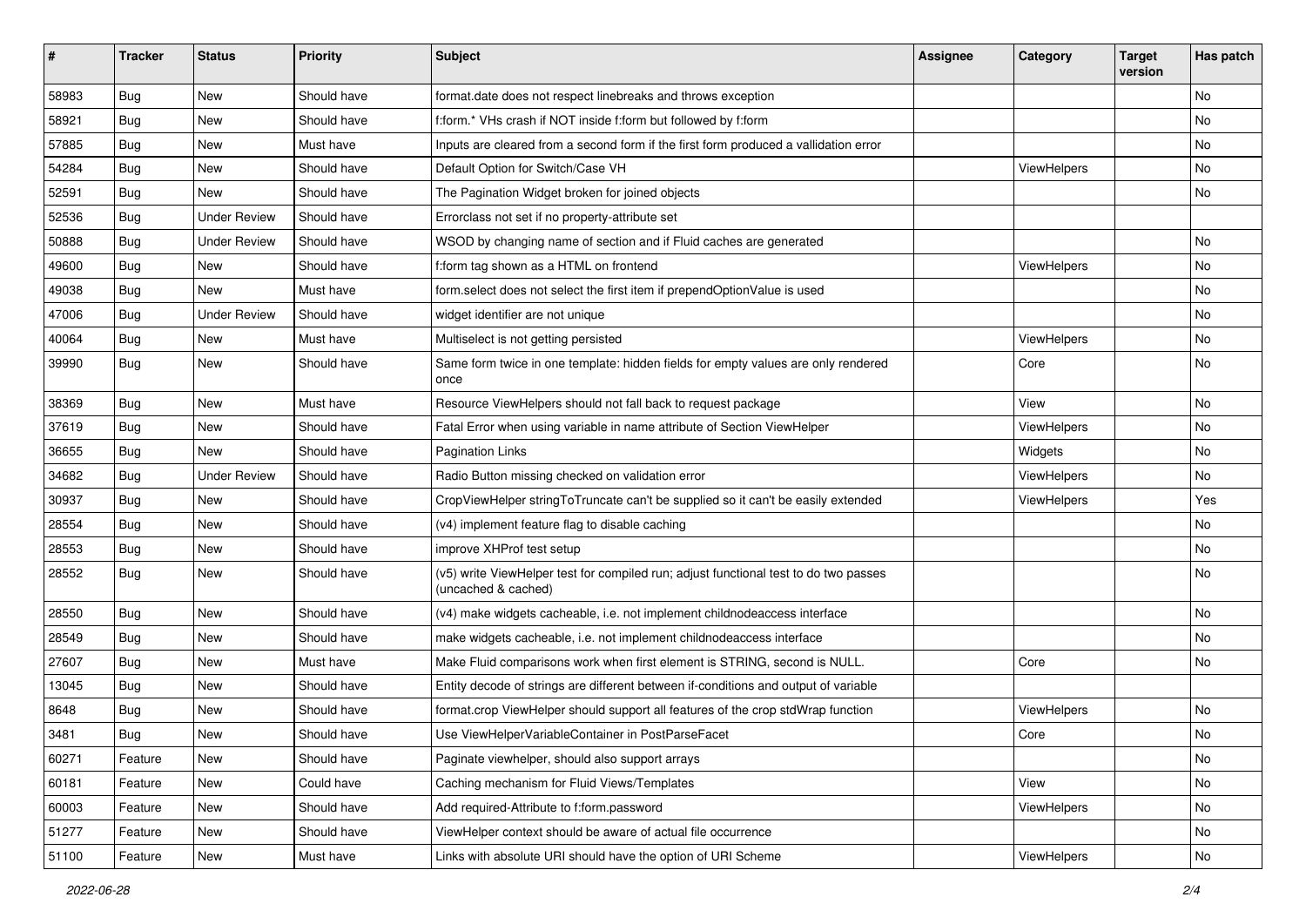| # | Tracker | Status | Priority | Subject | Assignee | Category | Target version | Has patch |
|---|---|---|---|---|---|---|---|---|
| 58983 | Bug | New | Should have | format.date does not respect linebreaks and throws exception | | | | No |
| 58921 | Bug | New | Should have | f:form.* VHs crash if NOT inside f:form but followed by f:form | | | | No |
| 57885 | Bug | New | Must have | Inputs are cleared from a second form if the first form produced a vallidation error | | | | No |
| 54284 | Bug | New | Should have | Default Option for Switch/Case VH | | ViewHelpers | | No |
| 52591 | Bug | New | Should have | The Pagination Widget broken for joined objects | | | | No |
| 52536 | Bug | Under Review | Should have | Errorclass not set if no property-attribute set | | | | |
| 50888 | Bug | Under Review | Should have | WSOD by changing name of section and if Fluid caches are generated | | | | No |
| 49600 | Bug | New | Should have | f:form tag shown as a HTML on frontend | | ViewHelpers | | No |
| 49038 | Bug | New | Must have | form.select does not select the first item if prependOptionValue is used | | | | No |
| 47006 | Bug | Under Review | Should have | widget identifier are not unique | | | | No |
| 40064 | Bug | New | Must have | Multiselect is not getting persisted | | ViewHelpers | | No |
| 39990 | Bug | New | Should have | Same form twice in one template: hidden fields for empty values are only rendered once | | Core | | No |
| 38369 | Bug | New | Must have | Resource ViewHelpers should not fall back to request package | | View | | No |
| 37619 | Bug | New | Should have | Fatal Error when using variable in name attribute of Section ViewHelper | | ViewHelpers | | No |
| 36655 | Bug | New | Should have | Pagination Links | | Widgets | | No |
| 34682 | Bug | Under Review | Should have | Radio Button missing checked on validation error | | ViewHelpers | | No |
| 30937 | Bug | New | Should have | CropViewHelper stringToTruncate can't be supplied so it can't be easily extended | | ViewHelpers | | Yes |
| 28554 | Bug | New | Should have | (v4) implement feature flag to disable caching | | | | No |
| 28553 | Bug | New | Should have | improve XHProf test setup | | | | No |
| 28552 | Bug | New | Should have | (v5) write ViewHelper test for compiled run; adjust functional test to do two passes (uncached & cached) | | | | No |
| 28550 | Bug | New | Should have | (v4) make widgets cacheable, i.e. not implement childnodeaccess interface | | | | No |
| 28549 | Bug | New | Should have | make widgets cacheable, i.e. not implement childnodeaccess interface | | | | No |
| 27607 | Bug | New | Must have | Make Fluid comparisons work when first element is STRING, second is NULL. | | Core | | No |
| 13045 | Bug | New | Should have | Entity decode of strings are different between if-conditions and output of variable | | | | |
| 8648 | Bug | New | Should have | format.crop ViewHelper should support all features of the crop stdWrap function | | ViewHelpers | | No |
| 3481 | Bug | New | Should have | Use ViewHelperVariableContainer in PostParseFacet | | Core | | No |
| 60271 | Feature | New | Should have | Paginate viewhelper, should also support arrays | | | | No |
| 60181 | Feature | New | Could have | Caching mechanism for Fluid Views/Templates | | View | | No |
| 60003 | Feature | New | Should have | Add required-Attribute to f:form.password | | ViewHelpers | | No |
| 51277 | Feature | New | Should have | ViewHelper context should be aware of actual file occurrence | | | | No |
| 51100 | Feature | New | Must have | Links with absolute URI should have the option of URI Scheme | | ViewHelpers | | No |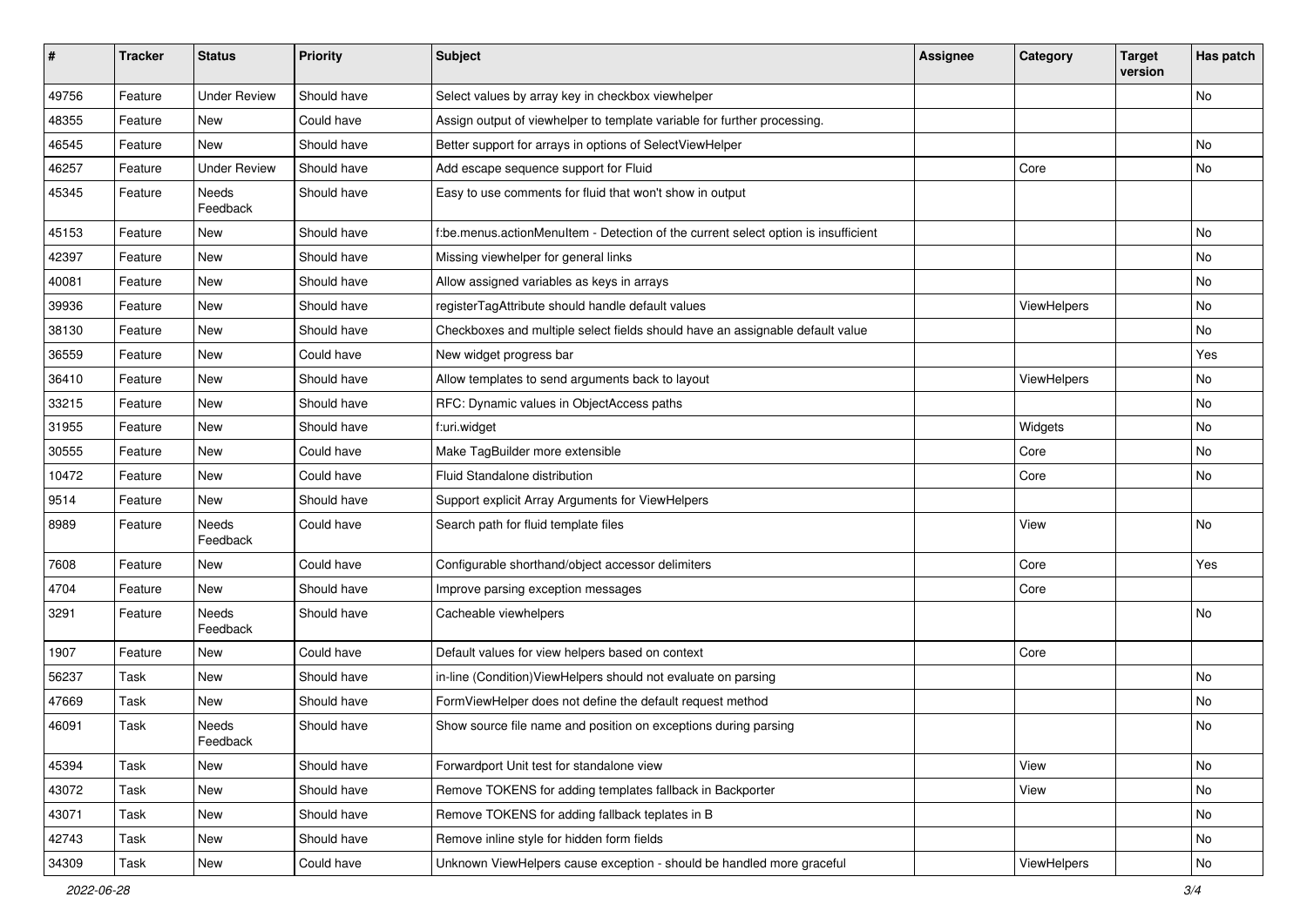| # | Tracker | Status | Priority | Subject | Assignee | Category | Target version | Has patch |
|---|---|---|---|---|---|---|---|---|
| 49756 | Feature | Under Review | Should have | Select values by array key in checkbox viewhelper | | | | No |
| 48355 | Feature | New | Could have | Assign output of viewhelper to template variable for further processing. | | | | |
| 46545 | Feature | New | Should have | Better support for arrays in options of SelectViewHelper | | | | No |
| 46257 | Feature | Under Review | Should have | Add escape sequence support for Fluid | | Core | | No |
| 45345 | Feature | Needs Feedback | Should have | Easy to use comments for fluid that won't show in output | | | | |
| 45153 | Feature | New | Should have | f:be.menus.actionMenuItem - Detection of the current select option is insufficient | | | | No |
| 42397 | Feature | New | Should have | Missing viewhelper for general links | | | | No |
| 40081 | Feature | New | Should have | Allow assigned variables as keys in arrays | | | | No |
| 39936 | Feature | New | Should have | registerTagAttribute should handle default values | | ViewHelpers | | No |
| 38130 | Feature | New | Should have | Checkboxes and multiple select fields should have an assignable default value | | | | No |
| 36559 | Feature | New | Could have | New widget progress bar | | | | Yes |
| 36410 | Feature | New | Should have | Allow templates to send arguments back to layout | | ViewHelpers | | No |
| 33215 | Feature | New | Should have | RFC: Dynamic values in ObjectAccess paths | | | | No |
| 31955 | Feature | New | Should have | f:uri.widget | | Widgets | | No |
| 30555 | Feature | New | Could have | Make TagBuilder more extensible | | Core | | No |
| 10472 | Feature | New | Could have | Fluid Standalone distribution | | Core | | No |
| 9514 | Feature | New | Should have | Support explicit Array Arguments for ViewHelpers | | | | |
| 8989 | Feature | Needs Feedback | Could have | Search path for fluid template files | | View | | No |
| 7608 | Feature | New | Could have | Configurable shorthand/object accessor delimiters | | Core | | Yes |
| 4704 | Feature | New | Should have | Improve parsing exception messages | | Core | | |
| 3291 | Feature | Needs Feedback | Should have | Cacheable viewhelpers | | | | No |
| 1907 | Feature | New | Could have | Default values for view helpers based on context | | Core | | |
| 56237 | Task | New | Should have | in-line (Condition)ViewHelpers should not evaluate on parsing | | | | No |
| 47669 | Task | New | Should have | FormViewHelper does not define the default request method | | | | No |
| 46091 | Task | Needs Feedback | Should have | Show source file name and position on exceptions during parsing | | | | No |
| 45394 | Task | New | Should have | Forwardport Unit test for standalone view | | View | | No |
| 43072 | Task | New | Should have | Remove TOKENS for adding templates fallback in Backporter | | View | | No |
| 43071 | Task | New | Should have | Remove TOKENS for adding fallback teplates in B | | | | No |
| 42743 | Task | New | Should have | Remove inline style for hidden form fields | | | | No |
| 34309 | Task | New | Could have | Unknown ViewHelpers cause exception - should be handled more graceful | | ViewHelpers | | No |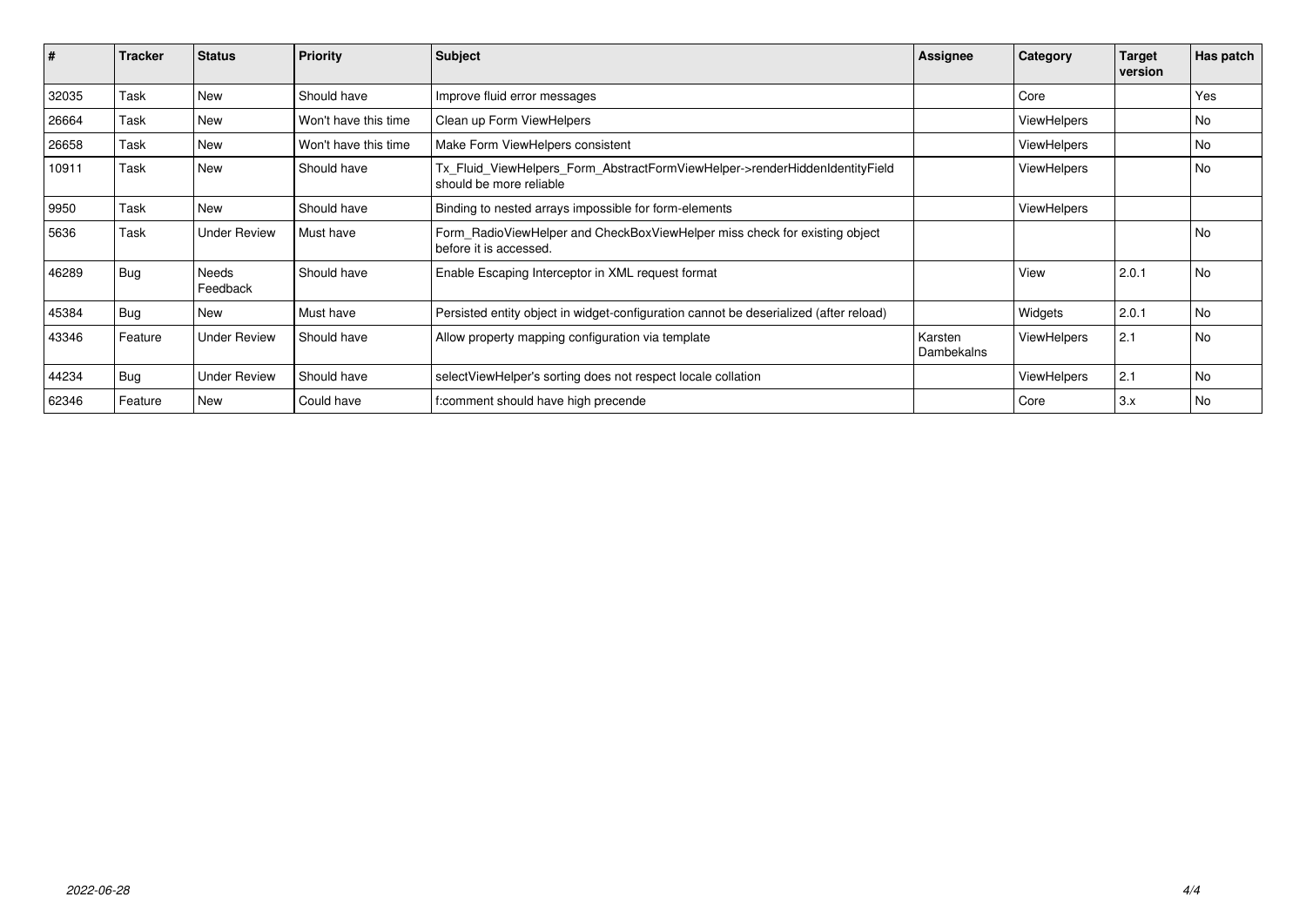| # | Tracker | Status | Priority | Subject | Assignee | Category | Target version | Has patch |
|---|---|---|---|---|---|---|---|---|
| 32035 | Task | New | Should have | Improve fluid error messages | | Core | | Yes |
| 26664 | Task | New | Won't have this time | Clean up Form ViewHelpers | | ViewHelpers | | No |
| 26658 | Task | New | Won't have this time | Make Form ViewHelpers consistent | | ViewHelpers | | No |
| 10911 | Task | New | Should have | Tx_Fluid_ViewHelpers_Form_AbstractFormViewHelper->renderHiddenIdentityField should be more reliable | | ViewHelpers | | No |
| 9950 | Task | New | Should have | Binding to nested arrays impossible for form-elements | | ViewHelpers | | |
| 5636 | Task | Under Review | Must have | Form_RadioViewHelper and CheckBoxViewHelper miss check for existing object before it is accessed. | | | | No |
| 46289 | Bug | Needs Feedback | Should have | Enable Escaping Interceptor in XML request format | | View | 2.0.1 | No |
| 45384 | Bug | New | Must have | Persisted entity object in widget-configuration cannot be deserialized (after reload) | | Widgets | 2.0.1 | No |
| 43346 | Feature | Under Review | Should have | Allow property mapping configuration via template | Karsten Dambekalns | ViewHelpers | 2.1 | No |
| 44234 | Bug | Under Review | Should have | selectViewHelper's sorting does not respect locale collation | | ViewHelpers | 2.1 | No |
| 62346 | Feature | New | Could have | f:comment should have high precende | | Core | 3.x | No |